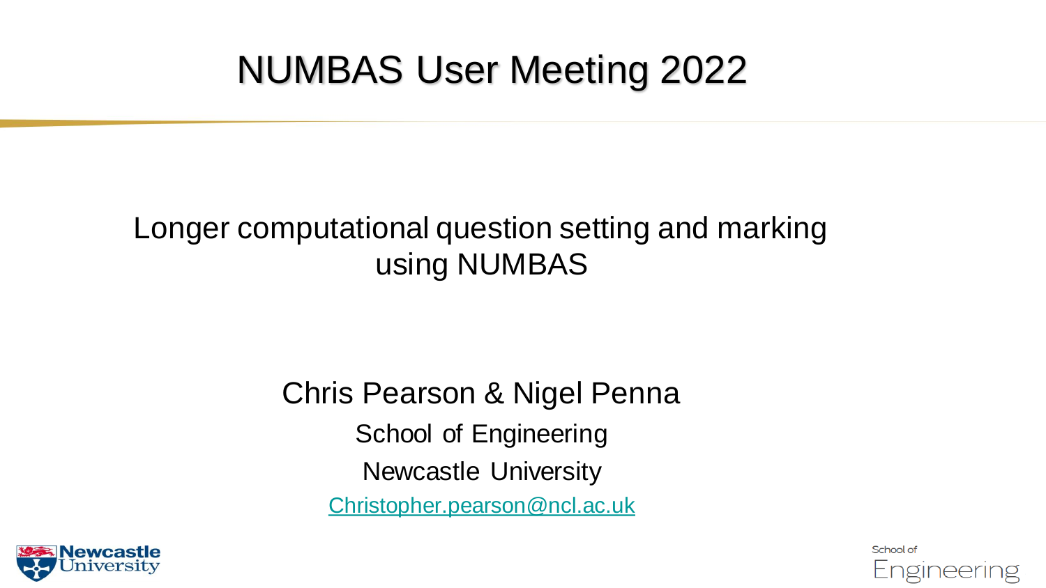# NUMBAS User Meeting 2022

## Longer computational question setting and marking using NUMBAS

Chris Pearson & Nigel Penna

School of Engineering

Newcastle University

Christopher.pearson@ncl.ac.uk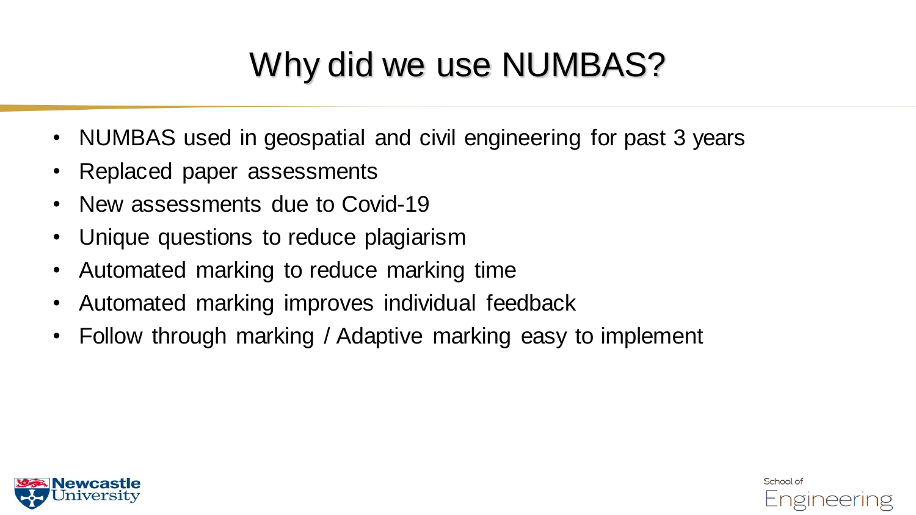# Why did we use NUMBAS?

- NUMBAS used in geospatial and civil engineering for past 3 years
- Replaced paper assessments
- New assessments due to Covid-19
- Unique questions to reduce plagiarism
- Automated marking to reduce marking time
- Automated marking improves individual feedback
- Follow through marking / Adaptive marking easy to implement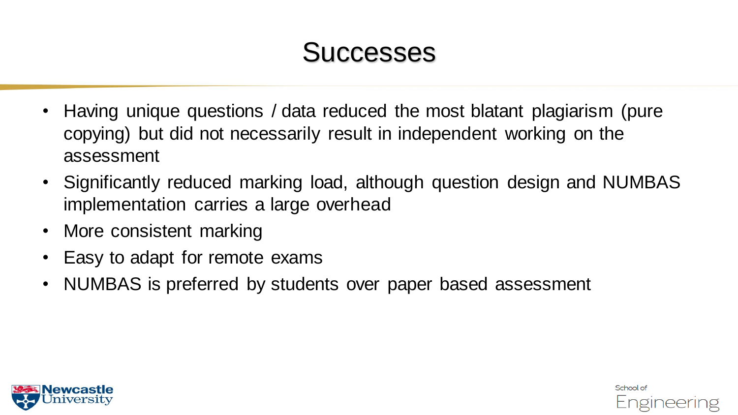# Successes

- Having unique questions / data reduced the most blatant plagiarism (pure copying) but did not necessarily result in independent working on the assessment
- Significantly reduced marking load, although question design and NUMBAS implementation carries a large overhead
- More consistent marking
- Easy to adapt for remote exams
- NUMBAS is preferred by students over paper based assessment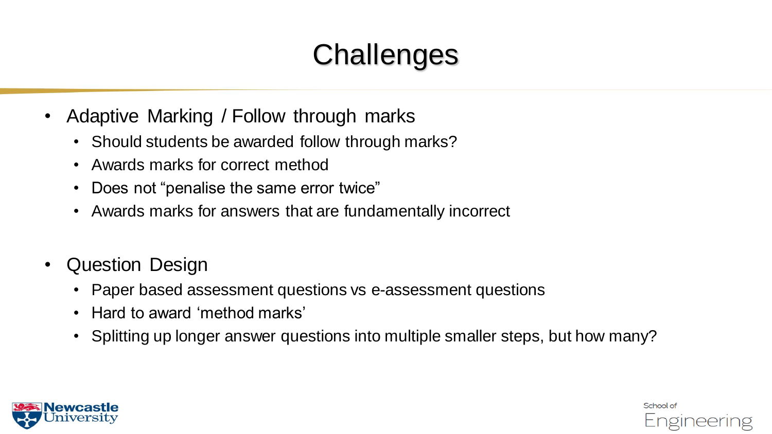# Challenges

- Adaptive Marking / Follow through marks
  - Should students be awarded follow through marks?
  - Awards marks for correct method
  - Does not “penalise the same error twice”
  - Awards marks for answers that are fundamentally incorrect

- Question Design
  - Paper based assessment questions vs e-assessment questions
  - Hard to award ‘method marks’
  - Splitting up longer answer questions into multiple smaller steps, but how many?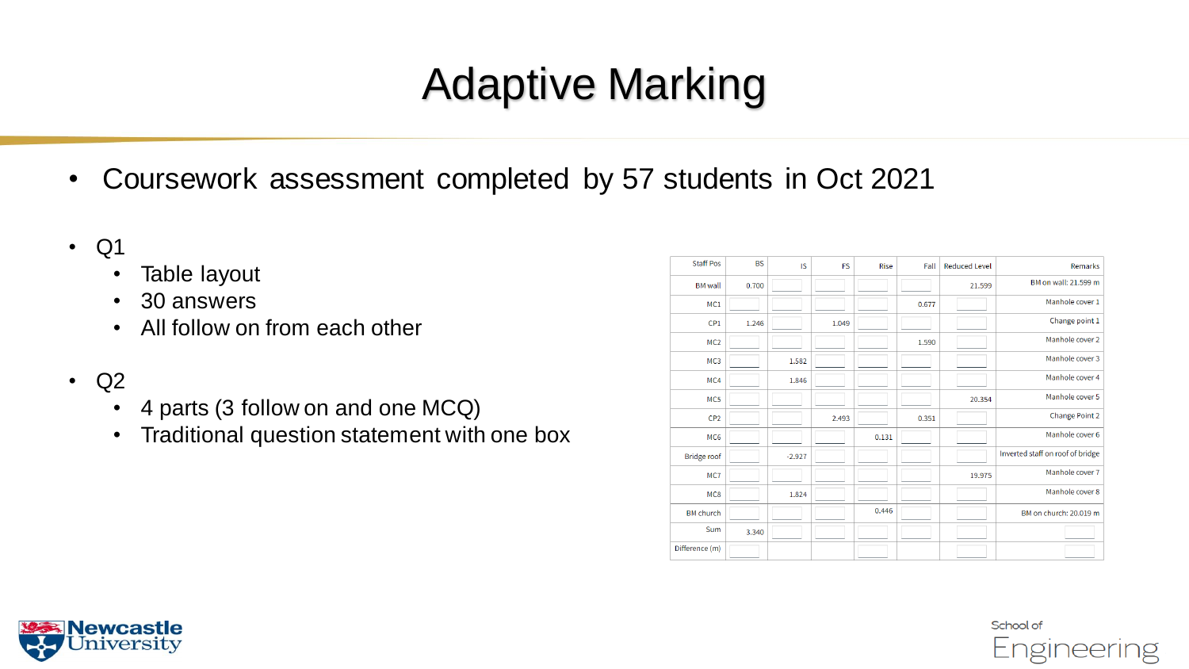# Adaptive Marking

- Coursework assessment completed by 57 students in Oct 2021

- Q1
  - Table layout
  - 30 answers
  - All follow on from each other

- Q2
  - 4 parts (3 follow on and one MCQ)
  - Traditional question statement with one box

| Staff Pos | BS | IS | FS | Rise | Fall | Reduced Level | Remarks |
| --- | --- | --- | --- | --- | --- | --- | --- |
| BM wall | 0.700 | | | | | 21.599 | BM on wall: 21.599 m |
| MC1 | | | | | 0.677 | | Manhole cover 1 |
| CP1 | 1.246 | | 1.049 | | | | Change point 1 |
| MC2 | | | | | 1.590 | | Manhole cover 2 |
| MC3 | | 1.582 | | | | | Manhole cover 3 |
| MC4 | | 1.846 | | | | | Manhole cover 4 |
| MC5 | | | | | | 20.354 | Manhole cover 5 |
| CP2 | | | 2.493 | | 0.351 | | Change Point 2 |
| MC6 | | | | 0.131 | | | Manhole cover 6 |
| Bridge roof | | -2.927 | | | | | Inverted staff on roof of bridge |
| MC7 | | | | | | 19.975 | Manhole cover 7 |
| MC8 | | 1.824 | | | | | Manhole cover 8 |
| BM church | | | | 0.446 | | | BM on church: 20.019 m |
| Sum | 3.340 | | | | | | |
| Difference (m) | | | | | | | |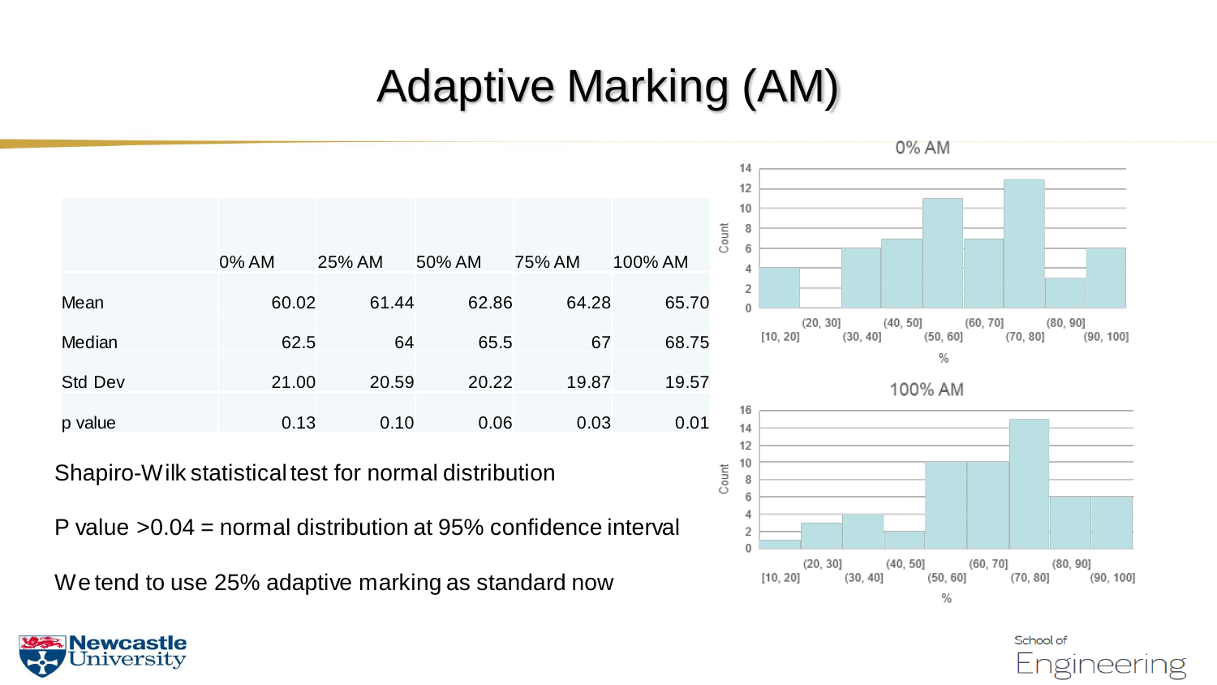# Adaptive Marking (AM)

| | 0% AM | 25% AM | 50% AM | 75% AM | 100% AM |
|---|---|---|---|---|---|
| Mean | 60.02 | 61.44 | 62.86 | 64.28 | 65.70 |
| Median | 62.5 | 64 | 65.5 | 67 | 68.75 |
| Std Dev | 21.00 | 20.59 | 20.22 | 19.87 | 19.57 |
| p value | 0.13 | 0.10 | 0.06 | 0.03 | 0.01 |

Shapiro-Wilk statistical test for normal distribution

P value >0.04 = normal distribution at 95% confidence interval

We tend to use 25% adaptive marking as standard now

**0% AM**

| % | Count |
|---|---|
| [10, 20] | 4 |
| (20, 30] | 0 |
| (30, 40] | 6 |
| (40, 50] | 7 |
| (50, 60] | 11 |
| (60, 70] | 7 |
| (70, 80] | 13 |
| (80, 90] | 3 |
| (90, 100] | 6 |

**100% AM**

| % | Count |
|---|---|
| [10, 20] | 1 |
| (20, 30] | 3 |
| (30, 40] | 4 |
| (40, 50] | 2 |
| (50, 60] | 10 |
| (60, 70] | 10 |
| (70, 80] | 15 |
| (80, 90] | 6 |
| (90, 100] | 6 |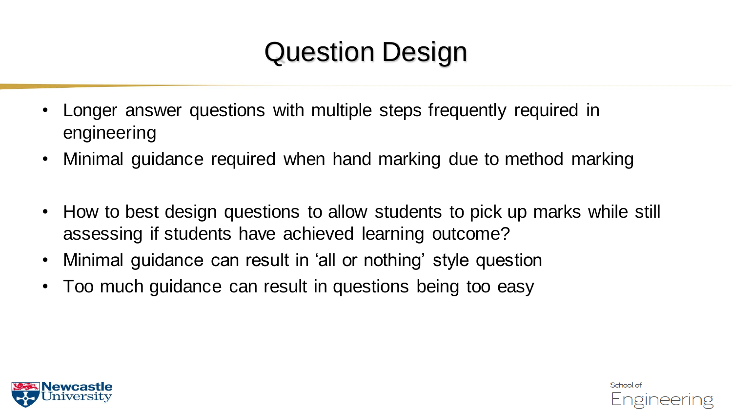# Question Design

- Longer answer questions with multiple steps frequently required in engineering
- Minimal guidance required when hand marking due to method marking

- How to best design questions to allow students to pick up marks while still assessing if students have achieved learning outcome?
- Minimal guidance can result in ‘all or nothing’ style question
- Too much guidance can result in questions being too easy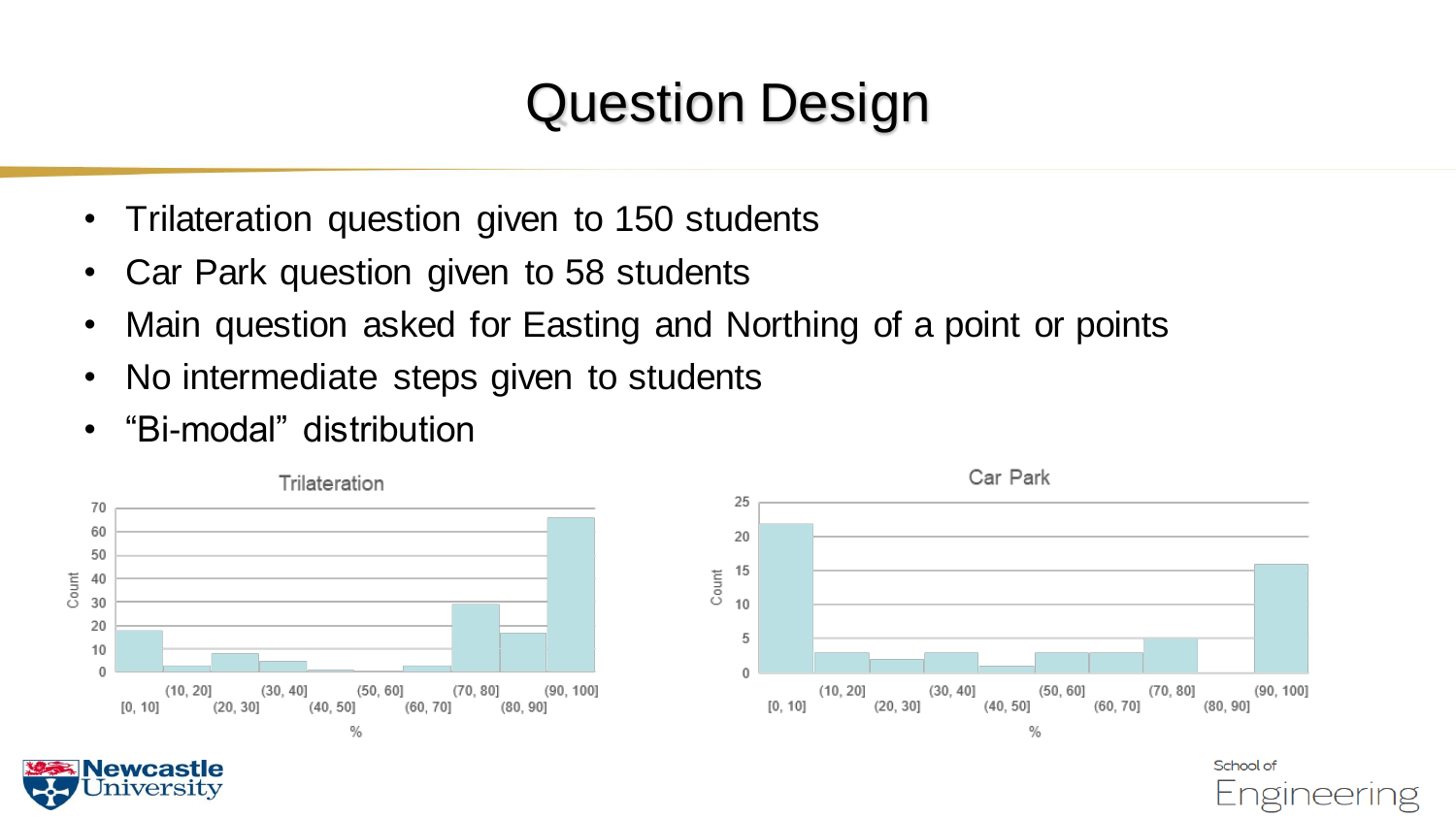# Question Design

- Trilateration question given to 150 students
- Car Park question given to 58 students
- Main question asked for Easting and Northing of a point or points
- No intermediate steps given to students
- “Bi-modal” distribution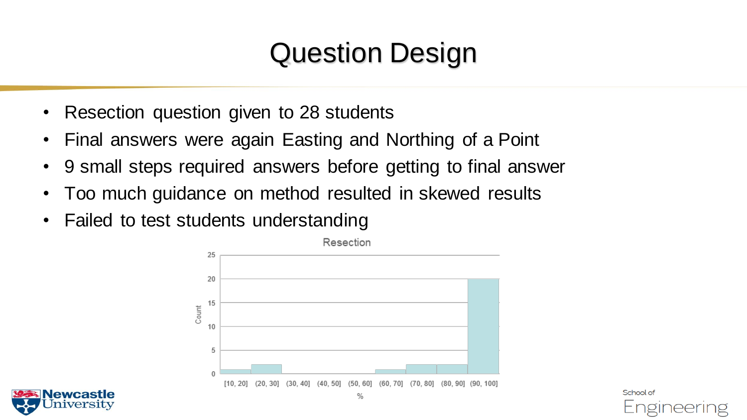# Question Design

- Resection question given to 28 students
- Final answers were again Easting and Northing of a Point
- 9 small steps required answers before getting to final answer
- Too much guidance on method resulted in skewed results
- Failed to test students understanding

**Resection**

| % | Count |
|---|---|
| [10, 20] | 1 |
| (20, 30] | 2 |
| (30, 40] | 0 |
| (40, 50] | 0 |
| (50, 60] | 0 |
| (60, 70] | 1 |
| (70, 80] | 2 |
| (80, 90] | 2 |
| (90, 100] | 20 |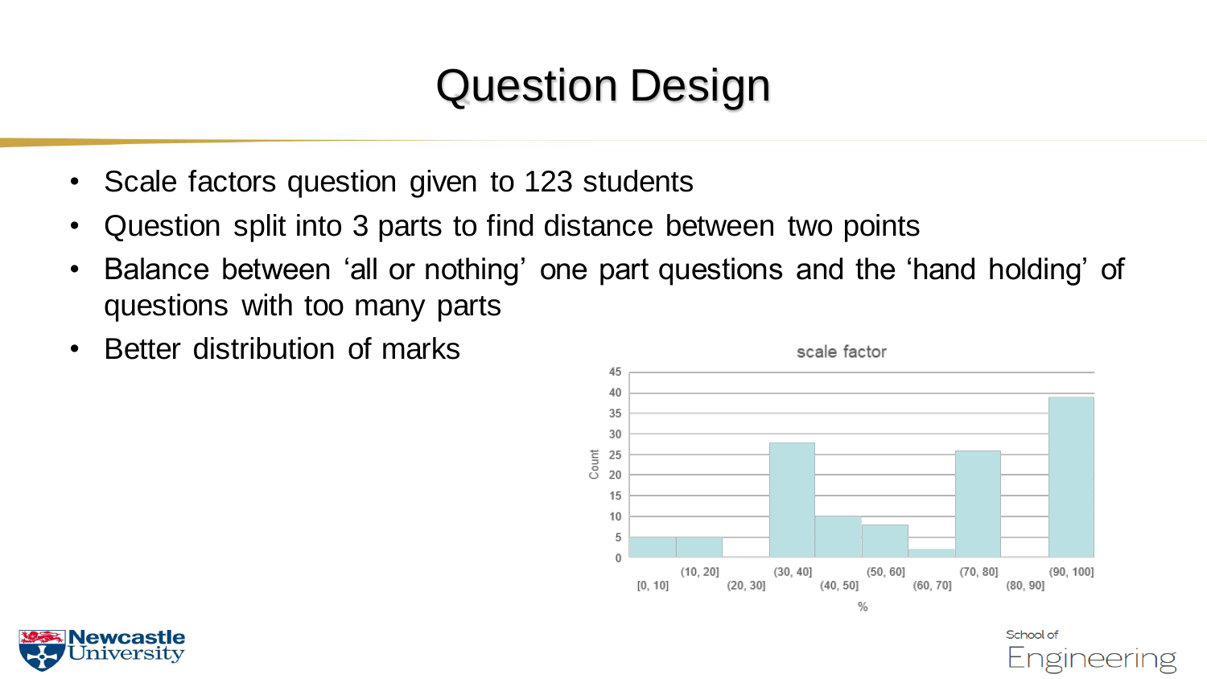# Question Design

- Scale factors question given to 123 students
- Question split into 3 parts to find distance between two points
- Balance between 'all or nothing' one part questions and the 'hand holding' of questions with too many parts
- Better distribution of marks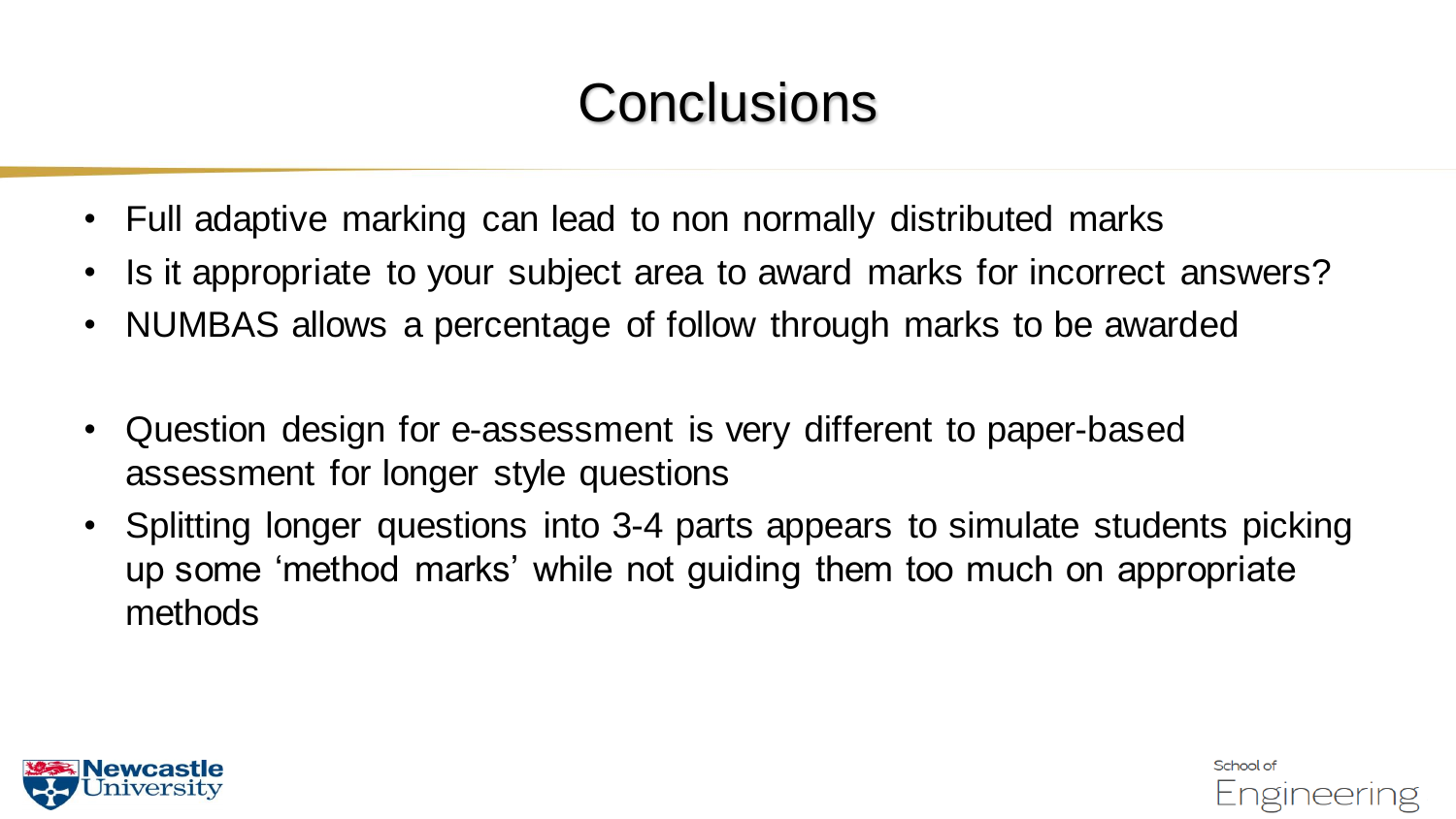# Conclusions

- Full adaptive marking can lead to non normally distributed marks
- Is it appropriate to your subject area to award marks for incorrect answers?
- NUMBAS allows a percentage of follow through marks to be awarded

- Question design for e-assessment is very different to paper-based assessment for longer style questions
- Splitting longer questions into 3-4 parts appears to simulate students picking up some ‘method marks’ while not guiding them too much on appropriate methods